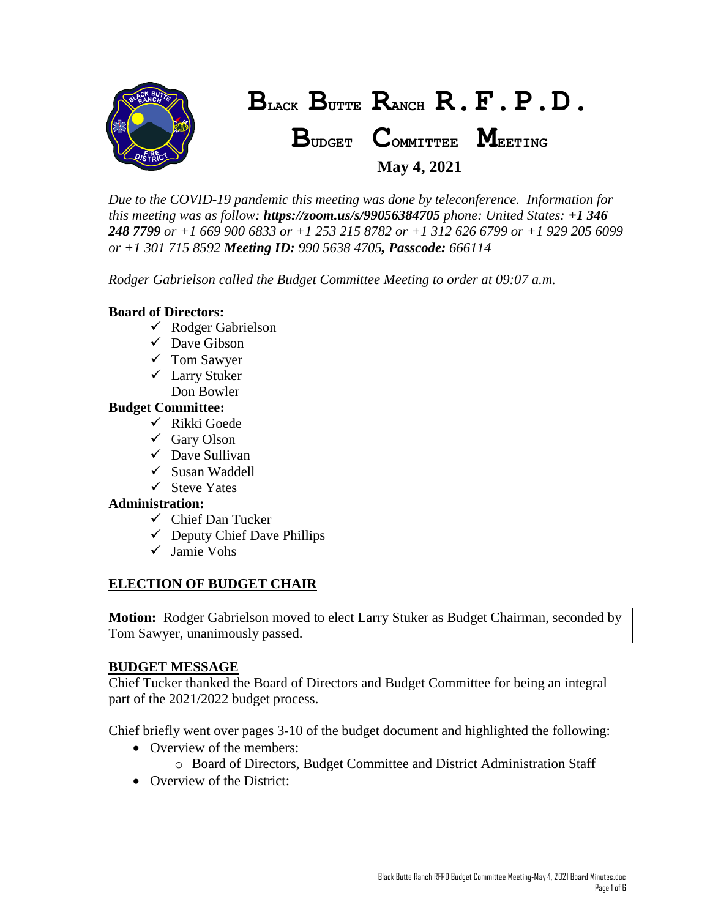# Black Butte Ranch R.F.P.D.

## Budget Committee Meeting

**May 4, 2021**

*Due to the COVID-19 pandemic this meeting was done by teleconference. Information for this meeting was as follow:* ***https://zoom.us/s/99056384705*** *phone: United States:* ***+1 346 248 7799*** *or +1 669 900 6833 or +1 253 215 8782 or +1 312 626 6799 or +1 929 205 6099 or +1 301 715 8592* ***Meeting ID:*** *990 5638 4705****, Passcode:*** *666114*

*Rodger Gabrielson called the Budget Committee Meeting to order at 09:07 a.m.*

**Board of Directors:**

- ✓ Rodger Gabrielson
- ✓ Dave Gibson
- ✓ Tom Sawyer
- ✓ Larry Stuker
- Don Bowler

**Budget Committee:**

- ✓ Rikki Goede
- ✓ Gary Olson
- ✓ Dave Sullivan
- ✓ Susan Waddell
- ✓ Steve Yates

**Administration:**

- ✓ Chief Dan Tucker
- ✓ Deputy Chief Dave Phillips
- ✓ Jamie Vohs

**ELECTION OF BUDGET CHAIR**

**Motion:** Rodger Gabrielson moved to elect Larry Stuker as Budget Chairman, seconded by Tom Sawyer, unanimously passed.

**BUDGET MESSAGE**

Chief Tucker thanked the Board of Directors and Budget Committee for being an integral part of the 2021/2022 budget process.

Chief briefly went over pages 3-10 of the budget document and highlighted the following:

- Overview of the members:
  - Board of Directors, Budget Committee and District Administration Staff
- Overview of the District: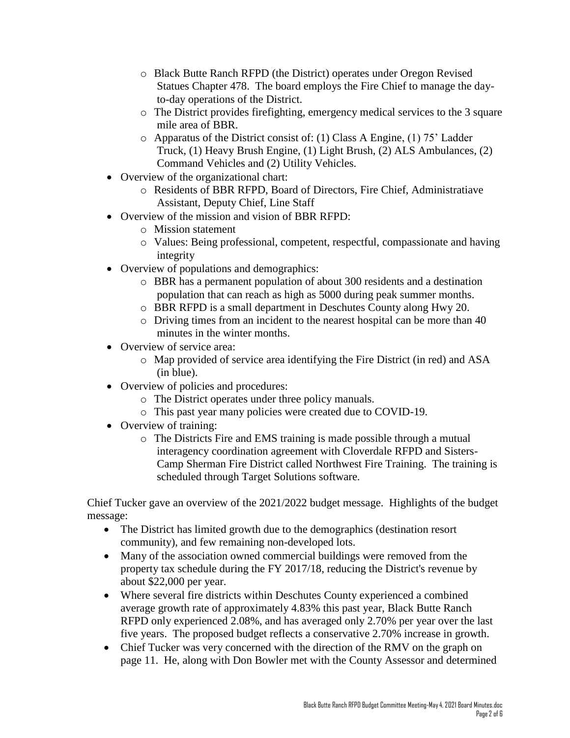- Black Butte Ranch RFPD (the District) operates under Oregon Revised Statues Chapter 478. The board employs the Fire Chief to manage the day-to-day operations of the District.
  - The District provides firefighting, emergency medical services to the 3 square mile area of BBR.
  - Apparatus of the District consist of: (1) Class A Engine, (1) 75' Ladder Truck, (1) Heavy Brush Engine, (1) Light Brush, (2) ALS Ambulances, (2) Command Vehicles and (2) Utility Vehicles.
- Overview of the organizational chart:
  - Residents of BBR RFPD, Board of Directors, Fire Chief, Administratiave Assistant, Deputy Chief, Line Staff
- Overview of the mission and vision of BBR RFPD:
  - Mission statement
  - Values: Being professional, competent, respectful, compassionate and having integrity
- Overview of populations and demographics:
  - BBR has a permanent population of about 300 residents and a destination population that can reach as high as 5000 during peak summer months.
  - BBR RFPD is a small department in Deschutes County along Hwy 20.
  - Driving times from an incident to the nearest hospital can be more than 40 minutes in the winter months.
- Overview of service area:
  - Map provided of service area identifying the Fire District (in red) and ASA (in blue).
- Overview of policies and procedures:
  - The District operates under three policy manuals.
  - This past year many policies were created due to COVID-19.
- Overview of training:
  - The Districts Fire and EMS training is made possible through a mutual interagency coordination agreement with Cloverdale RFPD and Sisters-Camp Sherman Fire District called Northwest Fire Training. The training is scheduled through Target Solutions software.

Chief Tucker gave an overview of the 2021/2022 budget message. Highlights of the budget message:

- The District has limited growth due to the demographics (destination resort community), and few remaining non-developed lots.
- Many of the association owned commercial buildings were removed from the property tax schedule during the FY 2017/18, reducing the District's revenue by about $22,000 per year.
- Where several fire districts within Deschutes County experienced a combined average growth rate of approximately 4.83% this past year, Black Butte Ranch RFPD only experienced 2.08%, and has averaged only 2.70% per year over the last five years. The proposed budget reflects a conservative 2.70% increase in growth.
- Chief Tucker was very concerned with the direction of the RMV on the graph on page 11. He, along with Don Bowler met with the County Assessor and determined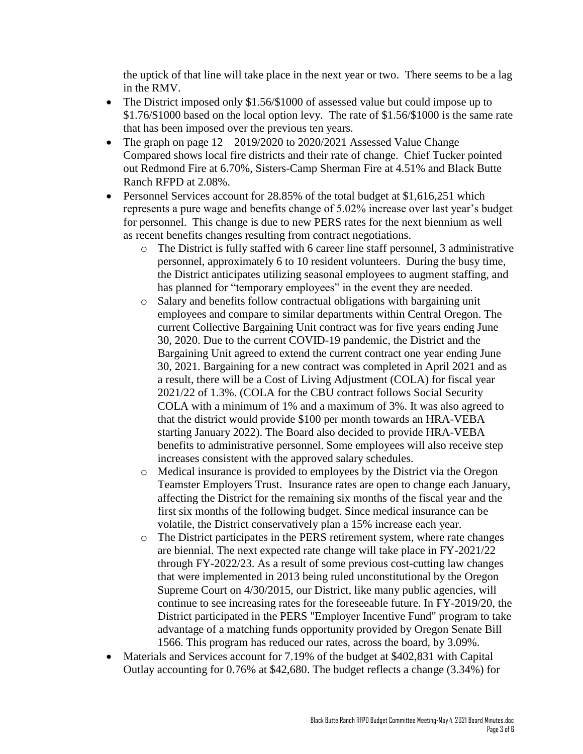the uptick of that line will take place in the next year or two. There seems to be a lag in the RMV.

- The District imposed only \$1.56/\$1000 of assessed value but could impose up to \$1.76/\$1000 based on the local option levy. The rate of \$1.56/\$1000 is the same rate that has been imposed over the previous ten years.
- The graph on page 12 – 2019/2020 to 2020/2021 Assessed Value Change – Compared shows local fire districts and their rate of change. Chief Tucker pointed out Redmond Fire at 6.70%, Sisters-Camp Sherman Fire at 4.51% and Black Butte Ranch RFPD at 2.08%.
- Personnel Services account for 28.85% of the total budget at \$1,616,251 which represents a pure wage and benefits change of 5.02% increase over last year's budget for personnel. This change is due to new PERS rates for the next biennium as well as recent benefits changes resulting from contract negotiations.
  - The District is fully staffed with 6 career line staff personnel, 3 administrative personnel, approximately 6 to 10 resident volunteers. During the busy time, the District anticipates utilizing seasonal employees to augment staffing, and has planned for "temporary employees" in the event they are needed.
  - Salary and benefits follow contractual obligations with bargaining unit employees and compare to similar departments within Central Oregon. The current Collective Bargaining Unit contract was for five years ending June 30, 2020. Due to the current COVID-19 pandemic, the District and the Bargaining Unit agreed to extend the current contract one year ending June 30, 2021. Bargaining for a new contract was completed in April 2021 and as a result, there will be a Cost of Living Adjustment (COLA) for fiscal year 2021/22 of 1.3%. (COLA for the CBU contract follows Social Security COLA with a minimum of 1% and a maximum of 3%. It was also agreed to that the district would provide \$100 per month towards an HRA-VEBA starting January 2022). The Board also decided to provide HRA-VEBA benefits to administrative personnel. Some employees will also receive step increases consistent with the approved salary schedules.
  - Medical insurance is provided to employees by the District via the Oregon Teamster Employers Trust. Insurance rates are open to change each January, affecting the District for the remaining six months of the fiscal year and the first six months of the following budget. Since medical insurance can be volatile, the District conservatively plan a 15% increase each year.
  - The District participates in the PERS retirement system, where rate changes are biennial. The next expected rate change will take place in FY-2021/22 through FY-2022/23. As a result of some previous cost-cutting law changes that were implemented in 2013 being ruled unconstitutional by the Oregon Supreme Court on 4/30/2015, our District, like many public agencies, will continue to see increasing rates for the foreseeable future. In FY-2019/20, the District participated in the PERS "Employer Incentive Fund" program to take advantage of a matching funds opportunity provided by Oregon Senate Bill 1566. This program has reduced our rates, across the board, by 3.09%.
- Materials and Services account for 7.19% of the budget at \$402,831 with Capital Outlay accounting for 0.76% at \$42,680. The budget reflects a change (3.34%) for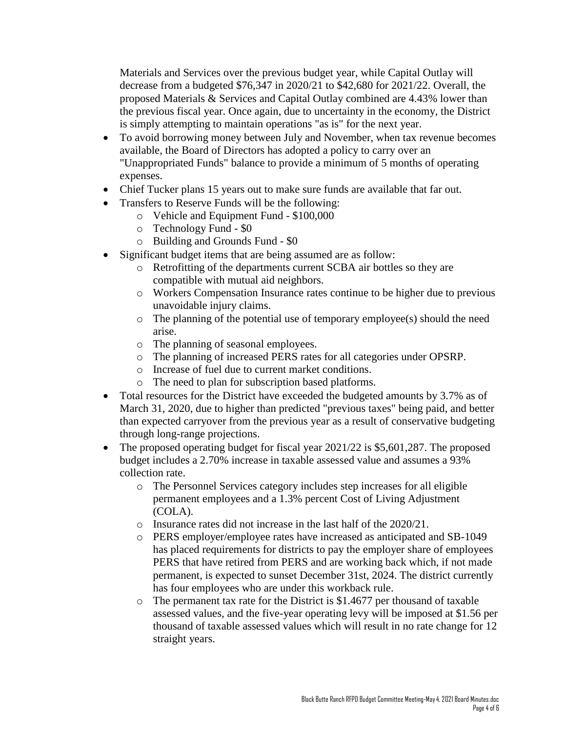Materials and Services over the previous budget year, while Capital Outlay will decrease from a budgeted $76,347 in 2020/21 to $42,680 for 2021/22. Overall, the proposed Materials & Services and Capital Outlay combined are 4.43% lower than the previous fiscal year. Once again, due to uncertainty in the economy, the District is simply attempting to maintain operations "as is" for the next year.

- To avoid borrowing money between July and November, when tax revenue becomes available, the Board of Directors has adopted a policy to carry over an "Unappropriated Funds" balance to provide a minimum of 5 months of operating expenses.
- Chief Tucker plans 15 years out to make sure funds are available that far out.
- Transfers to Reserve Funds will be the following:
    - Vehicle and Equipment Fund - $100,000
    - Technology Fund - $0
    - Building and Grounds Fund - $0
- Significant budget items that are being assumed are as follow:
    - Retrofitting of the departments current SCBA air bottles so they are compatible with mutual aid neighbors.
    - Workers Compensation Insurance rates continue to be higher due to previous unavoidable injury claims.
    - The planning of the potential use of temporary employee(s) should the need arise.
    - The planning of seasonal employees.
    - The planning of increased PERS rates for all categories under OPSRP.
    - Increase of fuel due to current market conditions.
    - The need to plan for subscription based platforms.
- Total resources for the District have exceeded the budgeted amounts by 3.7% as of March 31, 2020, due to higher than predicted "previous taxes" being paid, and better than expected carryover from the previous year as a result of conservative budgeting through long-range projections.
- The proposed operating budget for fiscal year 2021/22 is $5,601,287. The proposed budget includes a 2.70% increase in taxable assessed value and assumes a 93% collection rate.
    - The Personnel Services category includes step increases for all eligible permanent employees and a 1.3% percent Cost of Living Adjustment (COLA).
    - Insurance rates did not increase in the last half of the 2020/21.
    - PERS employer/employee rates have increased as anticipated and SB-1049 has placed requirements for districts to pay the employer share of employees PERS that have retired from PERS and are working back which, if not made permanent, is expected to sunset December 31st, 2024. The district currently has four employees who are under this workback rule.
    - The permanent tax rate for the District is $1.4677 per thousand of taxable assessed values, and the five-year operating levy will be imposed at $1.56 per thousand of taxable assessed values which will result in no rate change for 12 straight years.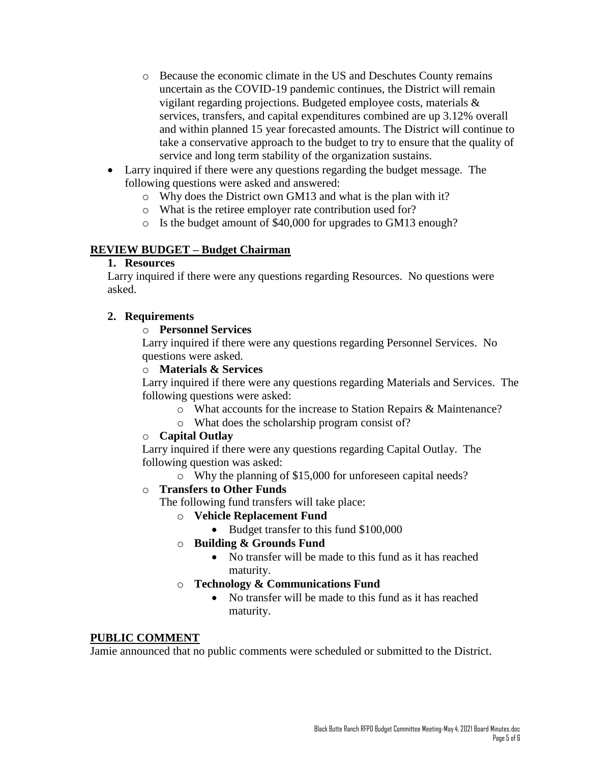- Because the economic climate in the US and Deschutes County remains uncertain as the COVID-19 pandemic continues, the District will remain vigilant regarding projections. Budgeted employee costs, materials & services, transfers, and capital expenditures combined are up 3.12% overall and within planned 15 year forecasted amounts. The District will continue to take a conservative approach to the budget to try to ensure that the quality of service and long term stability of the organization sustains.

- Larry inquired if there were any questions regarding the budget message. The following questions were asked and answered:
  - Why does the District own GM13 and what is the plan with it?
  - What is the retiree employer rate contribution used for?
  - Is the budget amount of $40,000 for upgrades to GM13 enough?

## REVIEW BUDGET – Budget Chairman

**1. Resources**

Larry inquired if there were any questions regarding Resources. No questions were asked.

**2. Requirements**

- **Personnel Services**

  Larry inquired if there were any questions regarding Personnel Services. No questions were asked.

- **Materials & Services**

  Larry inquired if there were any questions regarding Materials and Services. The following questions were asked:
  - What accounts for the increase to Station Repairs & Maintenance?
  - What does the scholarship program consist of?

- **Capital Outlay**

  Larry inquired if there were any questions regarding Capital Outlay. The following question was asked:
  - Why the planning of $15,000 for unforeseen capital needs?

- **Transfers to Other Funds**

  The following fund transfers will take place:
  - **Vehicle Replacement Fund**
    - Budget transfer to this fund $100,000
  - **Building & Grounds Fund**
    - No transfer will be made to this fund as it has reached maturity.
  - **Technology & Communications Fund**
    - No transfer will be made to this fund as it has reached maturity.

## PUBLIC COMMENT

Jamie announced that no public comments were scheduled or submitted to the District.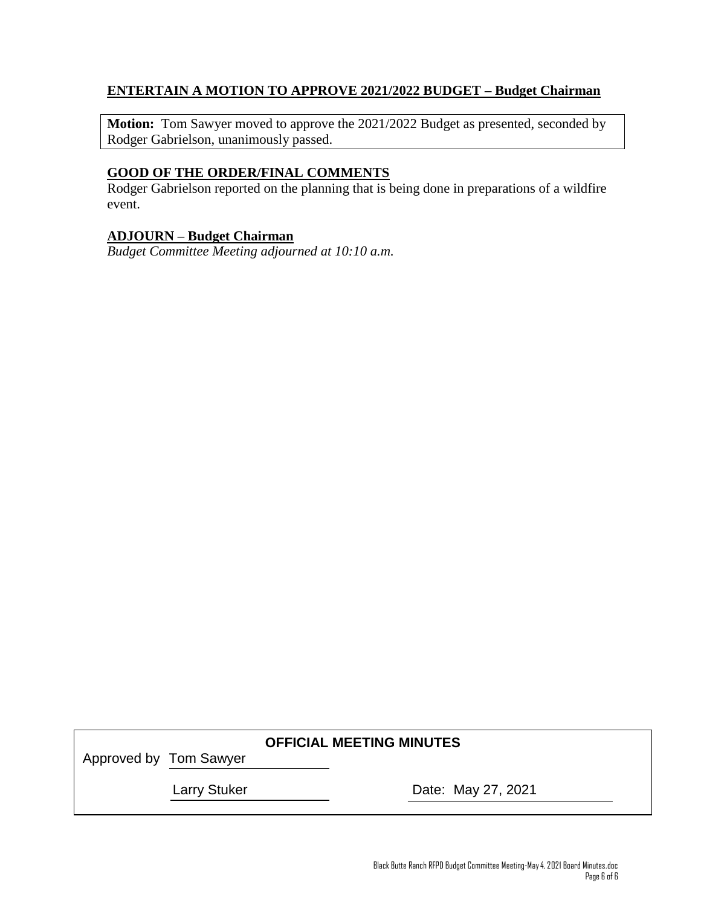**ENTERTAIN A MOTION TO APPROVE 2021/2022 BUDGET – Budget Chairman**

**Motion:** Tom Sawyer moved to approve the 2021/2022 Budget as presented, seconded by Rodger Gabrielson, unanimously passed.

**GOOD OF THE ORDER/FINAL COMMENTS**

Rodger Gabrielson reported on the planning that is being done in preparations of a wildfire event.

**ADJOURN – Budget Chairman**

*Budget Committee Meeting adjourned at 10:10 a.m.*

**OFFICIAL MEETING MINUTES**

Approved by Tom Sawyer

Larry Stuker

Date: May 27, 2021